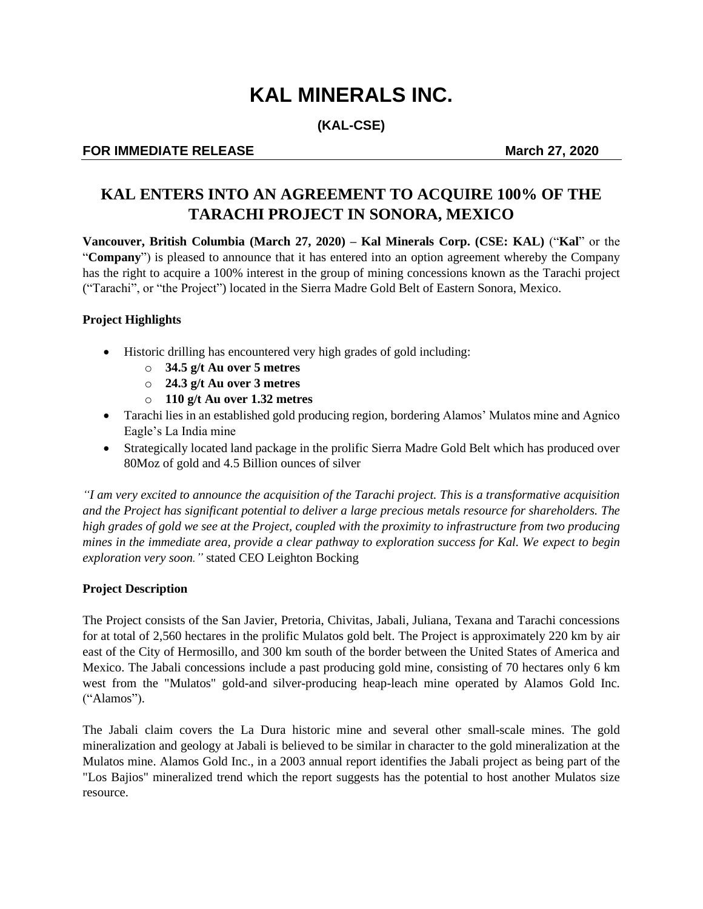# KAL MINERALS INC.

**(KAL-CSE)**

**FOR IMMEDIATE RELEASE** **March 27, 2020**

## KAL ENTERS INTO AN AGREEMENT TO ACQUIRE 100% OF THE TARACHI PROJECT IN SONORA, MEXICO

**Vancouver, British Columbia (March 27, 2020) – Kal Minerals Corp. (CSE: KAL)** ("**Kal**" or the "**Company**") is pleased to announce that it has entered into an option agreement whereby the Company has the right to acquire a 100% interest in the group of mining concessions known as the Tarachi project ("Tarachi", or "the Project") located in the Sierra Madre Gold Belt of Eastern Sonora, Mexico.

**Project Highlights**

- Historic drilling has encountered very high grades of gold including:
  - **34.5 g/t Au over 5 metres**
  - **24.3 g/t Au over 3 metres**
  - **110 g/t Au over 1.32 metres**
- Tarachi lies in an established gold producing region, bordering Alamos' Mulatos mine and Agnico Eagle's La India mine
- Strategically located land package in the prolific Sierra Madre Gold Belt which has produced over 80Moz of gold and 4.5 Billion ounces of silver

*"I am very excited to announce the acquisition of the Tarachi project. This is a transformative acquisition and the Project has significant potential to deliver a large precious metals resource for shareholders. The high grades of gold we see at the Project, coupled with the proximity to infrastructure from two producing mines in the immediate area, provide a clear pathway to exploration success for Kal. We expect to begin exploration very soon."* stated CEO Leighton Bocking

**Project Description**

The Project consists of the San Javier, Pretoria, Chivitas, Jabali, Juliana, Texana and Tarachi concessions for at total of 2,560 hectares in the prolific Mulatos gold belt. The Project is approximately 220 km by air east of the City of Hermosillo, and 300 km south of the border between the United States of America and Mexico. The Jabali concessions include a past producing gold mine, consisting of 70 hectares only 6 km west from the "Mulatos" gold-and silver-producing heap-leach mine operated by Alamos Gold Inc. ("Alamos").

The Jabali claim covers the La Dura historic mine and several other small-scale mines. The gold mineralization and geology at Jabali is believed to be similar in character to the gold mineralization at the Mulatos mine. Alamos Gold Inc., in a 2003 annual report identifies the Jabali project as being part of the "Los Bajios" mineralized trend which the report suggests has the potential to host another Mulatos size resource.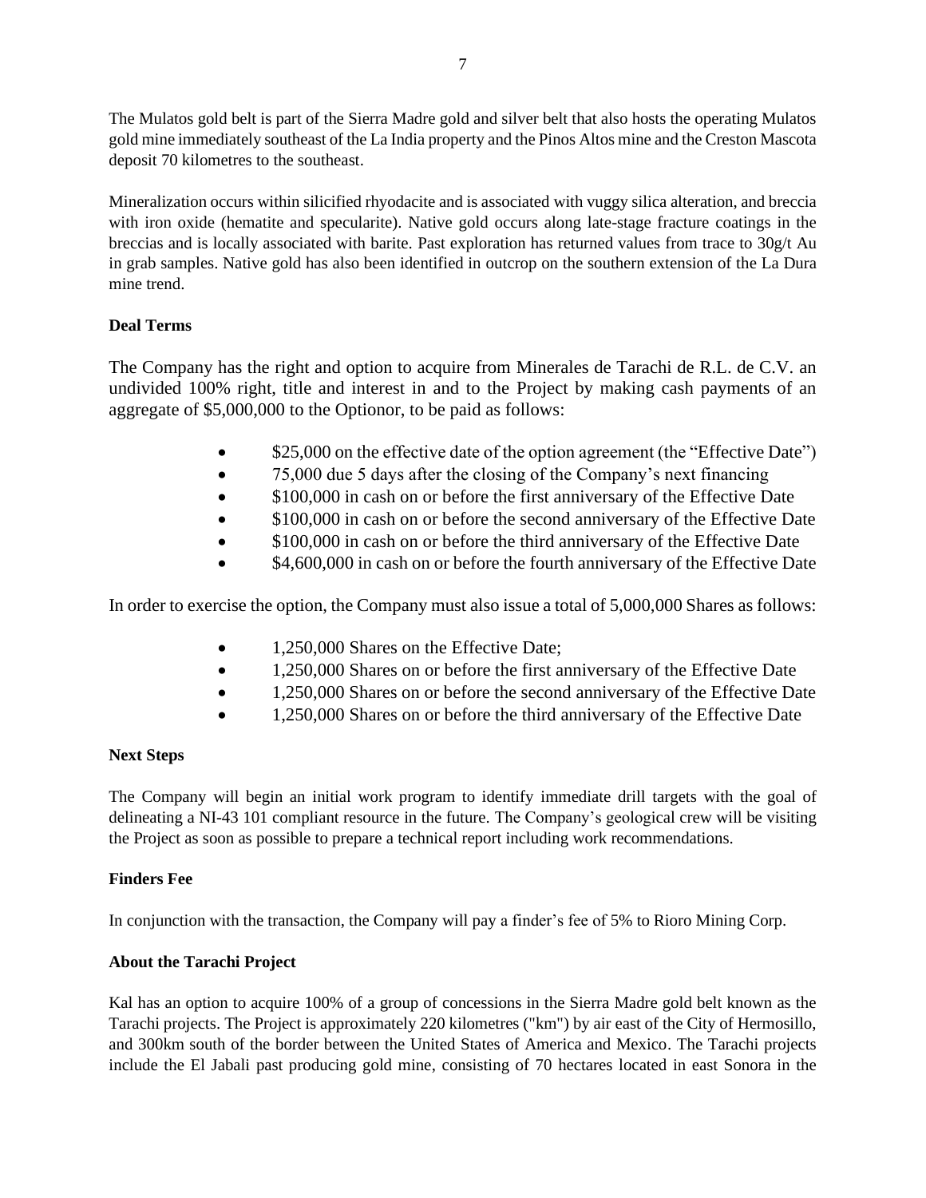The Mulatos gold belt is part of the Sierra Madre gold and silver belt that also hosts the operating Mulatos gold mine immediately southeast of the La India property and the Pinos Altos mine and the Creston Mascota deposit 70 kilometres to the southeast.

Mineralization occurs within silicified rhyodacite and is associated with vuggy silica alteration, and breccia with iron oxide (hematite and specularite). Native gold occurs along late-stage fracture coatings in the breccias and is locally associated with barite. Past exploration has returned values from trace to 30g/t Au in grab samples. Native gold has also been identified in outcrop on the southern extension of the La Dura mine trend.

**Deal Terms**

The Company has the right and option to acquire from Minerales de Tarachi de R.L. de C.V. an undivided 100% right, title and interest in and to the Project by making cash payments of an aggregate of $5,000,000 to the Optionor, to be paid as follows:

- $25,000 on the effective date of the option agreement (the "Effective Date")
- 75,000 due 5 days after the closing of the Company's next financing
- $100,000 in cash on or before the first anniversary of the Effective Date
- $100,000 in cash on or before the second anniversary of the Effective Date
- $100,000 in cash on or before the third anniversary of the Effective Date
- $4,600,000 in cash on or before the fourth anniversary of the Effective Date

In order to exercise the option, the Company must also issue a total of 5,000,000 Shares as follows:

- 1,250,000 Shares on the Effective Date;
- 1,250,000 Shares on or before the first anniversary of the Effective Date
- 1,250,000 Shares on or before the second anniversary of the Effective Date
- 1,250,000 Shares on or before the third anniversary of the Effective Date

**Next Steps**

The Company will begin an initial work program to identify immediate drill targets with the goal of delineating a NI-43 101 compliant resource in the future. The Company's geological crew will be visiting the Project as soon as possible to prepare a technical report including work recommendations.

**Finders Fee**

In conjunction with the transaction, the Company will pay a finder's fee of 5% to Rioro Mining Corp.

**About the Tarachi Project**

Kal has an option to acquire 100% of a group of concessions in the Sierra Madre gold belt known as the Tarachi projects. The Project is approximately 220 kilometres ("km") by air east of the City of Hermosillo, and 300km south of the border between the United States of America and Mexico. The Tarachi projects include the El Jabali past producing gold mine, consisting of 70 hectares located in east Sonora in the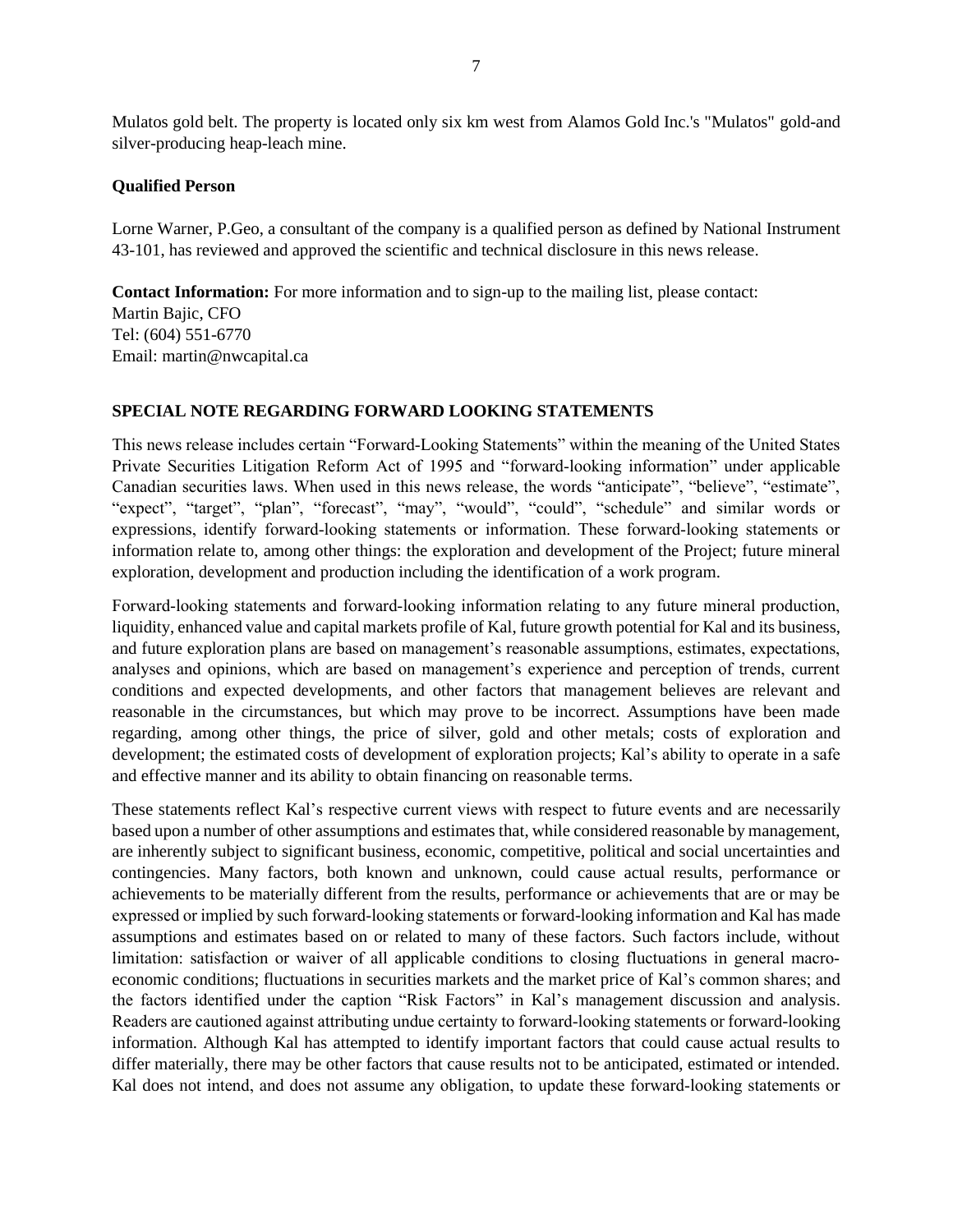Mulatos gold belt. The property is located only six km west from Alamos Gold Inc.'s "Mulatos" gold-and silver-producing heap-leach mine.

**Qualified Person**

Lorne Warner, P.Geo, a consultant of the company is a qualified person as defined by National Instrument 43-101, has reviewed and approved the scientific and technical disclosure in this news release.

**Contact Information:** For more information and to sign-up to the mailing list, please contact:
Martin Bajic, CFO
Tel: (604) 551-6770
Email: martin@nwcapital.ca

## SPECIAL NOTE REGARDING FORWARD LOOKING STATEMENTS

This news release includes certain "Forward-Looking Statements" within the meaning of the United States Private Securities Litigation Reform Act of 1995 and "forward-looking information" under applicable Canadian securities laws. When used in this news release, the words "anticipate", "believe", "estimate", "expect", "target", "plan", "forecast", "may", "would", "could", "schedule" and similar words or expressions, identify forward-looking statements or information. These forward-looking statements or information relate to, among other things: the exploration and development of the Project; future mineral exploration, development and production including the identification of a work program.

Forward-looking statements and forward-looking information relating to any future mineral production, liquidity, enhanced value and capital markets profile of Kal, future growth potential for Kal and its business, and future exploration plans are based on management's reasonable assumptions, estimates, expectations, analyses and opinions, which are based on management's experience and perception of trends, current conditions and expected developments, and other factors that management believes are relevant and reasonable in the circumstances, but which may prove to be incorrect. Assumptions have been made regarding, among other things, the price of silver, gold and other metals; costs of exploration and development; the estimated costs of development of exploration projects; Kal's ability to operate in a safe and effective manner and its ability to obtain financing on reasonable terms.

These statements reflect Kal's respective current views with respect to future events and are necessarily based upon a number of other assumptions and estimates that, while considered reasonable by management, are inherently subject to significant business, economic, competitive, political and social uncertainties and contingencies. Many factors, both known and unknown, could cause actual results, performance or achievements to be materially different from the results, performance or achievements that are or may be expressed or implied by such forward-looking statements or forward-looking information and Kal has made assumptions and estimates based on or related to many of these factors. Such factors include, without limitation: satisfaction or waiver of all applicable conditions to closing fluctuations in general macro-economic conditions; fluctuations in securities markets and the market price of Kal's common shares; and the factors identified under the caption "Risk Factors" in Kal's management discussion and analysis. Readers are cautioned against attributing undue certainty to forward-looking statements or forward-looking information. Although Kal has attempted to identify important factors that could cause actual results to differ materially, there may be other factors that cause results not to be anticipated, estimated or intended. Kal does not intend, and does not assume any obligation, to update these forward-looking statements or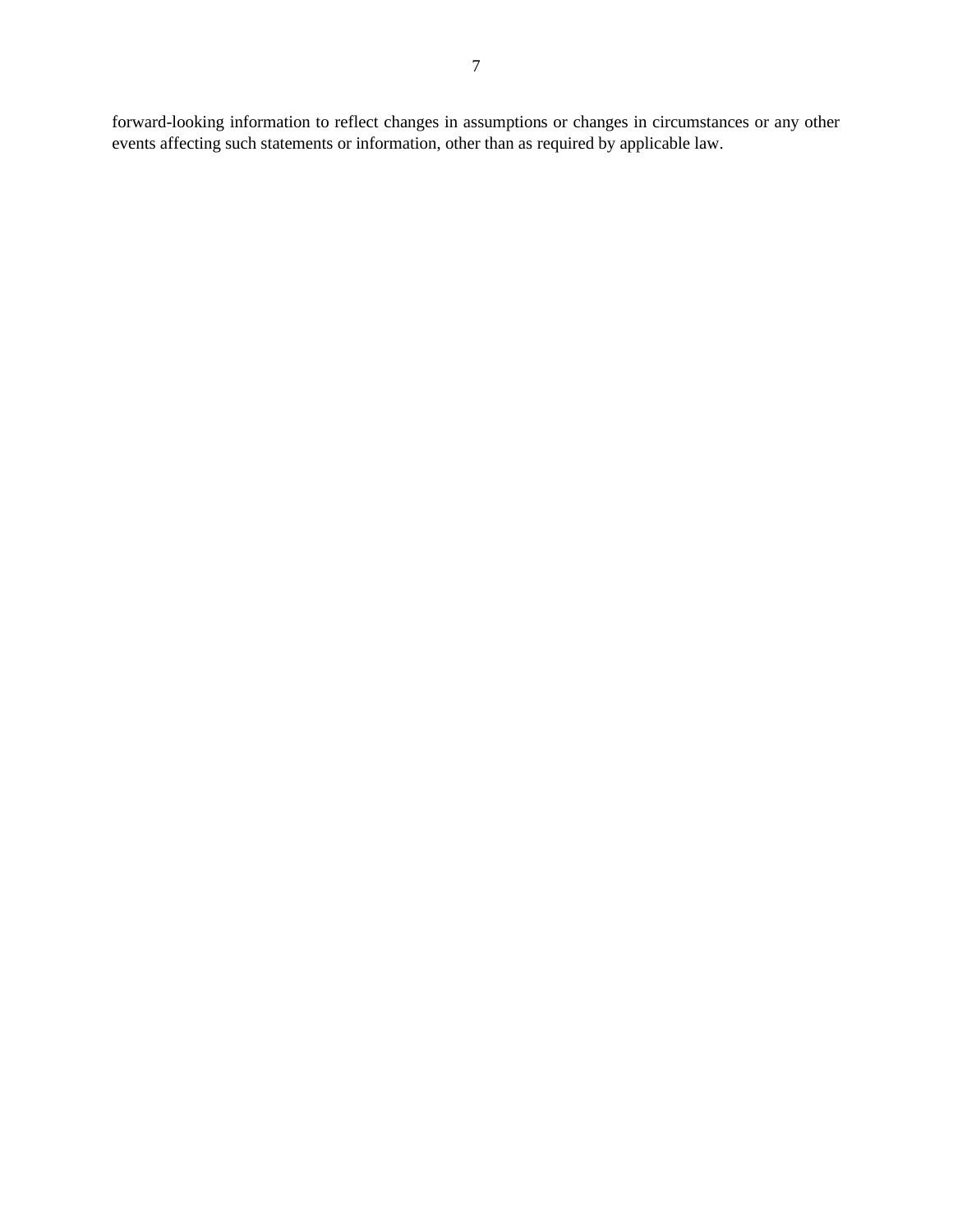forward-looking information to reflect changes in assumptions or changes in circumstances or any other events affecting such statements or information, other than as required by applicable law.